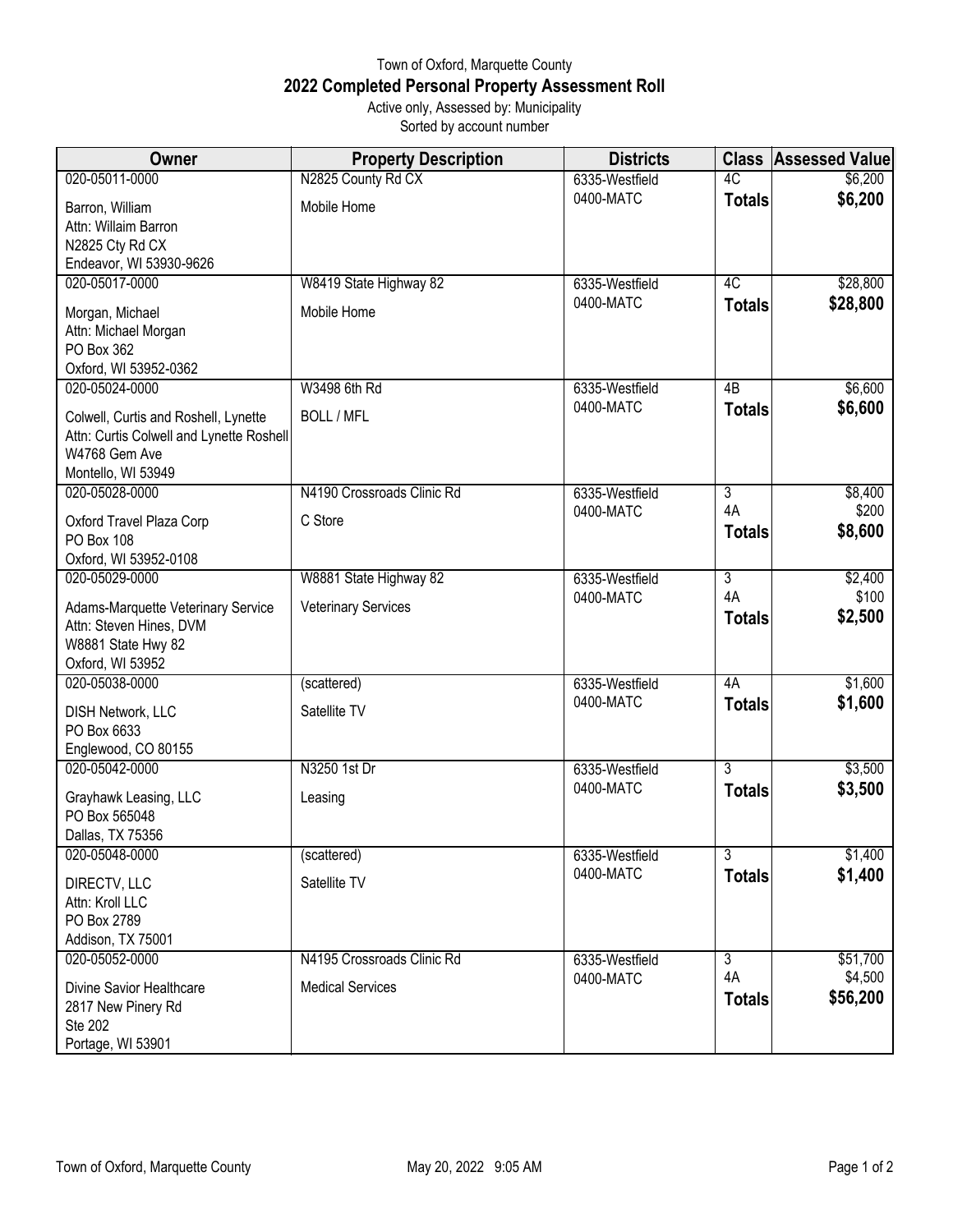# Town of Oxford, Marquette County

## 2022 Completed Personal Property Assessment Roll

Active only, Assessed by: Municipality

Sorted by account number

| Owner | Property Description | Districts | Class | Assessed Value |
|---|---|---|---|---|
| 020-05011-0000<br>Barron, William<br>Attn: Willaim Barron<br>N2825 Cty Rd CX<br>Endeavor, WI 53930-9626 | N2825 County Rd CX<br>Mobile Home | 6335-Westfield<br>0400-MATC | 4C<br>**Totals** | \$6,200<br>**\$6,200** |
| 020-05017-0000<br>Morgan, Michael<br>Attn: Michael Morgan<br>PO Box 362<br>Oxford, WI 53952-0362 | W8419 State Highway 82<br>Mobile Home | 6335-Westfield<br>0400-MATC | 4C<br>**Totals** | \$28,800<br>**\$28,800** |
| 020-05024-0000<br>Colwell, Curtis and Roshell, Lynette<br>Attn: Curtis Colwell and Lynette Roshell<br>W4768 Gem Ave<br>Montello, WI 53949 | W3498 6th Rd<br>BOLL / MFL | 6335-Westfield<br>0400-MATC | 4B<br>**Totals** | \$6,600<br>**\$6,600** |
| 020-05028-0000<br>Oxford Travel Plaza Corp<br>PO Box 108<br>Oxford, WI 53952-0108 | N4190 Crossroads Clinic Rd<br>C Store | 6335-Westfield<br>0400-MATC | 3<br>4A<br>**Totals** | \$8,400<br>\$200<br>**\$8,600** |
| 020-05029-0000<br>Adams-Marquette Veterinary Service<br>Attn: Steven Hines, DVM<br>W8881 State Hwy 82<br>Oxford, WI 53952 | W8881 State Highway 82<br>Veterinary Services | 6335-Westfield<br>0400-MATC | 3<br>4A<br>**Totals** | \$2,400<br>\$100<br>**\$2,500** |
| 020-05038-0000<br>DISH Network, LLC<br>PO Box 6633<br>Englewood, CO 80155 | (scattered)<br>Satellite TV | 6335-Westfield<br>0400-MATC | 4A<br>**Totals** | \$1,600<br>**\$1,600** |
| 020-05042-0000<br>Grayhawk Leasing, LLC<br>PO Box 565048<br>Dallas, TX 75356 | N3250 1st Dr<br>Leasing | 6335-Westfield<br>0400-MATC | 3<br>**Totals** | \$3,500<br>**\$3,500** |
| 020-05048-0000<br>DIRECTV, LLC<br>Attn: Kroll LLC<br>PO Box 2789<br>Addison, TX 75001 | (scattered)<br>Satellite TV | 6335-Westfield<br>0400-MATC | 3<br>**Totals** | \$1,400<br>**\$1,400** |
| 020-05052-0000<br>Divine Savior Healthcare<br>2817 New Pinery Rd<br>Ste 202<br>Portage, WI 53901 | N4195 Crossroads Clinic Rd<br>Medical Services | 6335-Westfield<br>0400-MATC | 3<br>4A<br>**Totals** | \$51,700<br>\$4,500<br>**\$56,200** |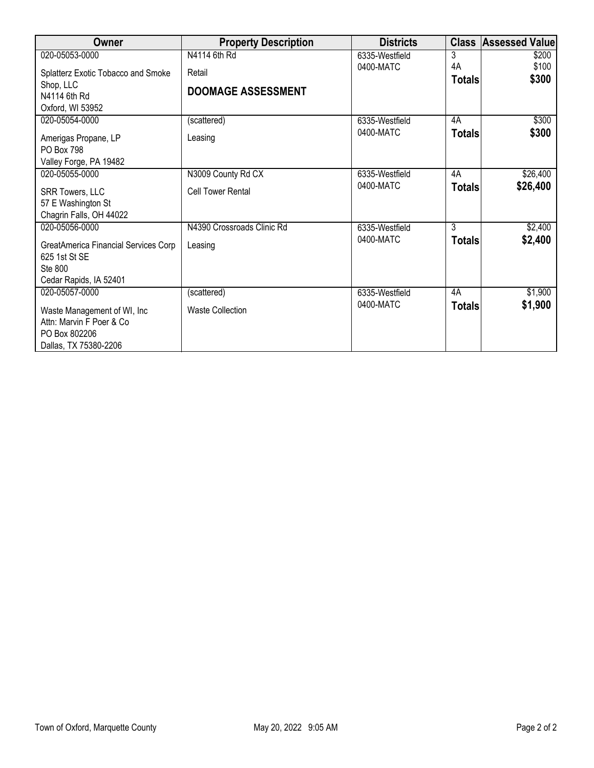| Owner | Property Description | Districts | Class | Assessed Value |
|---|---|---|---|---|
| 020-05053-0000<br>Splatterz Exotic Tobacco and Smoke Shop, LLC<br>N4114 6th Rd<br>Oxford, WI 53952 | N4114 6th Rd<br>Retail<br>**DOOMAGE ASSESSMENT** | 6335-Westfield<br>0400-MATC | 3<br>4A<br>**Totals** | $200<br>$100<br>**$300** |
| 020-05054-0000<br>Amerigas Propane, LP<br>PO Box 798<br>Valley Forge, PA 19482 | (scattered)<br>Leasing | 6335-Westfield<br>0400-MATC | 4A<br>**Totals** | $300<br>**$300** |
| 020-05055-0000<br>SRR Towers, LLC<br>57 E Washington St<br>Chagrin Falls, OH 44022 | N3009 County Rd CX<br>Cell Tower Rental | 6335-Westfield<br>0400-MATC | 4A<br>**Totals** | $26,400<br>**$26,400** |
| 020-05056-0000<br>GreatAmerica Financial Services Corp<br>625 1st St SE<br>Ste 800<br>Cedar Rapids, IA 52401 | N4390 Crossroads Clinic Rd<br>Leasing | 6335-Westfield<br>0400-MATC | 3<br>**Totals** | $2,400<br>**$2,400** |
| 020-05057-0000<br>Waste Management of WI, Inc<br>Attn: Marvin F Poer & Co<br>PO Box 802206<br>Dallas, TX 75380-2206 | (scattered)<br>Waste Collection | 6335-Westfield<br>0400-MATC | 4A<br>**Totals** | $1,900<br>**$1,900** |

Town of Oxford, Marquette County — May 20, 2022 9:05 AM